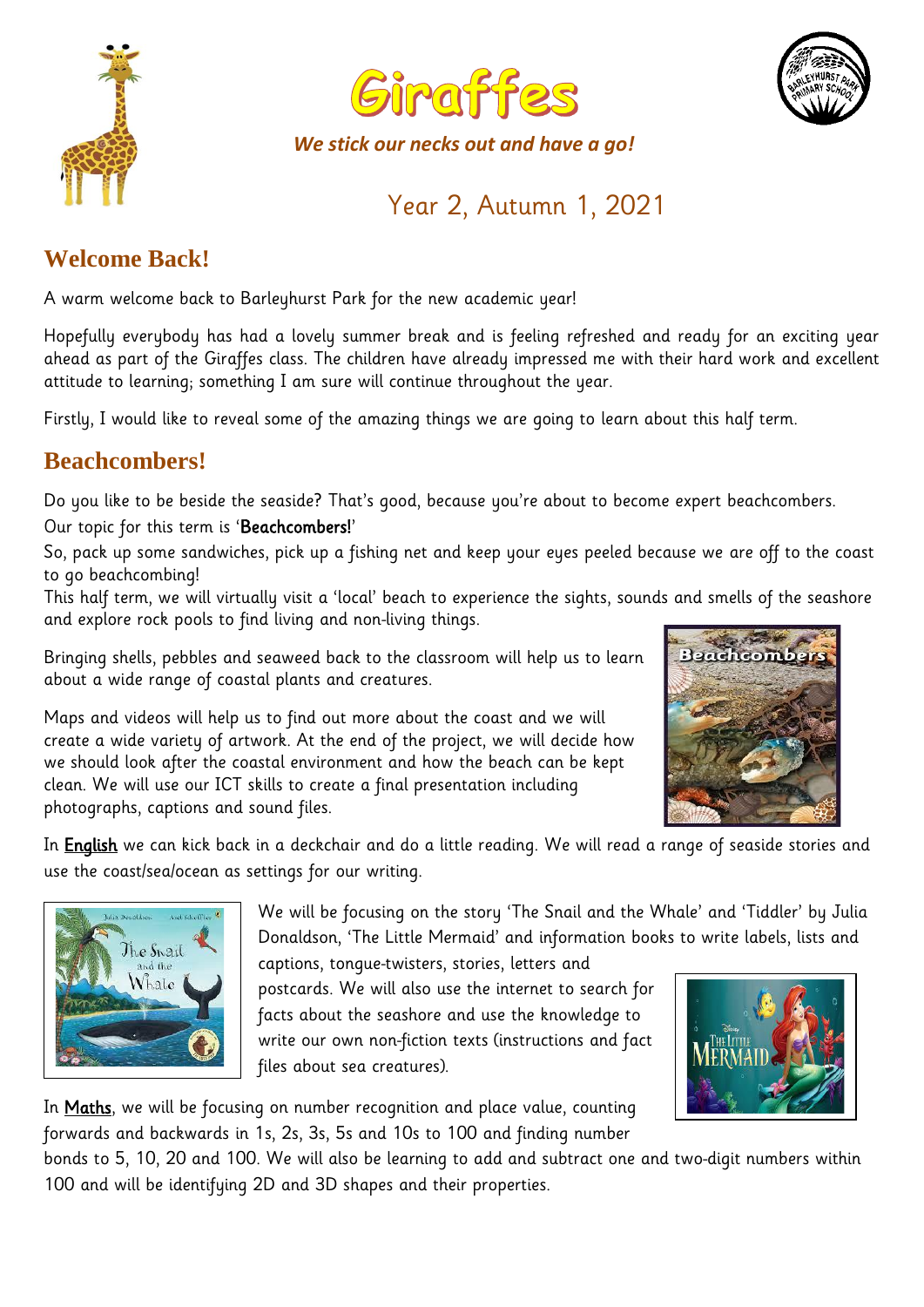# Giraffes

***We stick our necks out and have a go!***

## Year 2, Autumn 1, 2021

## Welcome Back!

A warm welcome back to Barleyhurst Park for the new academic year!

Hopefully everybody has had a lovely summer break and is feeling refreshed and ready for an exciting year ahead as part of the Giraffes class. The children have already impressed me with their hard work and excellent attitude to learning; something I am sure will continue throughout the year.

Firstly, I would like to reveal some of the amazing things we are going to learn about this half term.

## Beachcombers!

Do you like to be beside the seaside? That's good, because you're about to become expert beachcombers.

Our topic for this term is '**Beachcombers!**'

So, pack up some sandwiches, pick up a fishing net and keep your eyes peeled because we are off to the coast to go beachcombing!

This half term, we will virtually visit a 'local' beach to experience the sights, sounds and smells of the seashore and explore rock pools to find living and non-living things.

Bringing shells, pebbles and seaweed back to the classroom will help us to learn about a wide range of coastal plants and creatures.

Maps and videos will help us to find out more about the coast and we will create a wide variety of artwork. At the end of the project, we will decide how we should look after the coastal environment and how the beach can be kept clean. We will use our ICT skills to create a final presentation including photographs, captions and sound files.

In **English** we can kick back in a deckchair and do a little reading. We will read a range of seaside stories and use the coast/sea/ocean as settings for our writing.

We will be focusing on the story 'The Snail and the Whale' and 'Tiddler' by Julia Donaldson, 'The Little Mermaid' and information books to write labels, lists and captions, tongue-twisters, stories, letters and postcards. We will also use the internet to search for facts about the seashore and use the knowledge to write our own non-fiction texts (instructions and fact files about sea creatures).

In **Maths**, we will be focusing on number recognition and place value, counting forwards and backwards in 1s, 2s, 3s, 5s and 10s to 100 and finding number bonds to 5, 10, 20 and 100. We will also be learning to add and subtract one and two-digit numbers within 100 and will be identifying 2D and 3D shapes and their properties.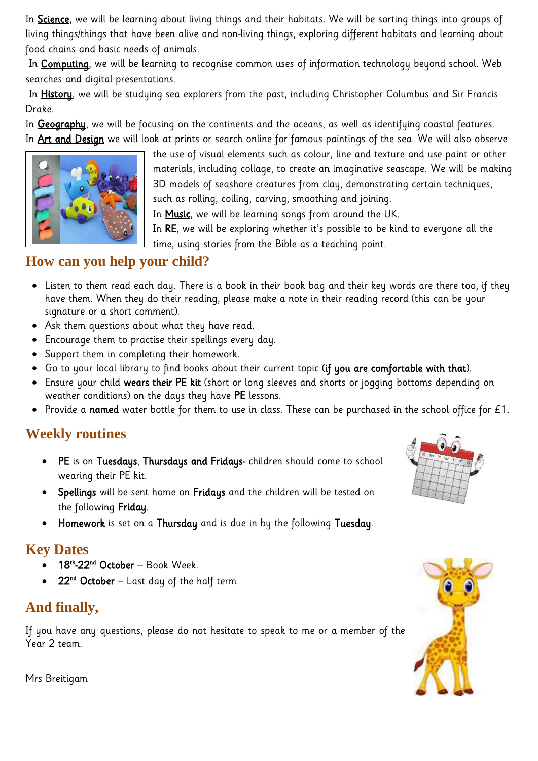In Science, we will be learning about living things and their habitats. We will be sorting things into groups of living things/things that have been alive and non-living things, exploring different habitats and learning about food chains and basic needs of animals.

In Computing, we will be learning to recognise common uses of information technology beyond school. Web searches and digital presentations.

In History, we will be studying sea explorers from the past, including Christopher Columbus and Sir Francis Drake.

In Geography, we will be focusing on the continents and the oceans, as well as identifying coastal features.

In Art and Design we will look at prints or search online for famous paintings of the sea. We will also observe the use of visual elements such as colour, line and texture and use paint or other materials, including collage, to create an imaginative seascape. We will be making 3D models of seashore creatures from clay, demonstrating certain techniques, such as rolling, coiling, carving, smoothing and joining.

In Music, we will be learning songs from around the UK.

In RE, we will be exploring whether it's possible to be kind to everyone all the time, using stories from the Bible as a teaching point.

## How can you help your child?

- Listen to them read each day. There is a book in their book bag and their key words are there too, if they have them. When they do their reading, please make a note in their reading record (this can be your signature or a short comment).
- Ask them questions about what they have read.
- Encourage them to practise their spellings every day.
- Support them in completing their homework.
- Go to your local library to find books about their current topic (**if you are comfortable with that**).
- Ensure your child **wears their PE kit** (short or long sleeves and shorts or jogging bottoms depending on weather conditions) on the days they have **PE** lessons.
- Provide a **named** water bottle for them to use in class. These can be purchased in the school office for £1.

## Weekly routines

- **PE** is on **Tuesdays**, **Thursdays and Fridays**- children should come to school wearing their PE kit.
- **Spellings** will be sent home on **Fridays** and the children will be tested on the following **Friday**.
- **Homework** is set on a **Thursday** and is due in by the following **Tuesday**.

## Key Dates

- **18th-22nd October** – Book Week.
- **22nd October** – Last day of the half term

## And finally,

If you have any questions, please do not hesitate to speak to me or a member of the Year 2 team.

Mrs Breitigam